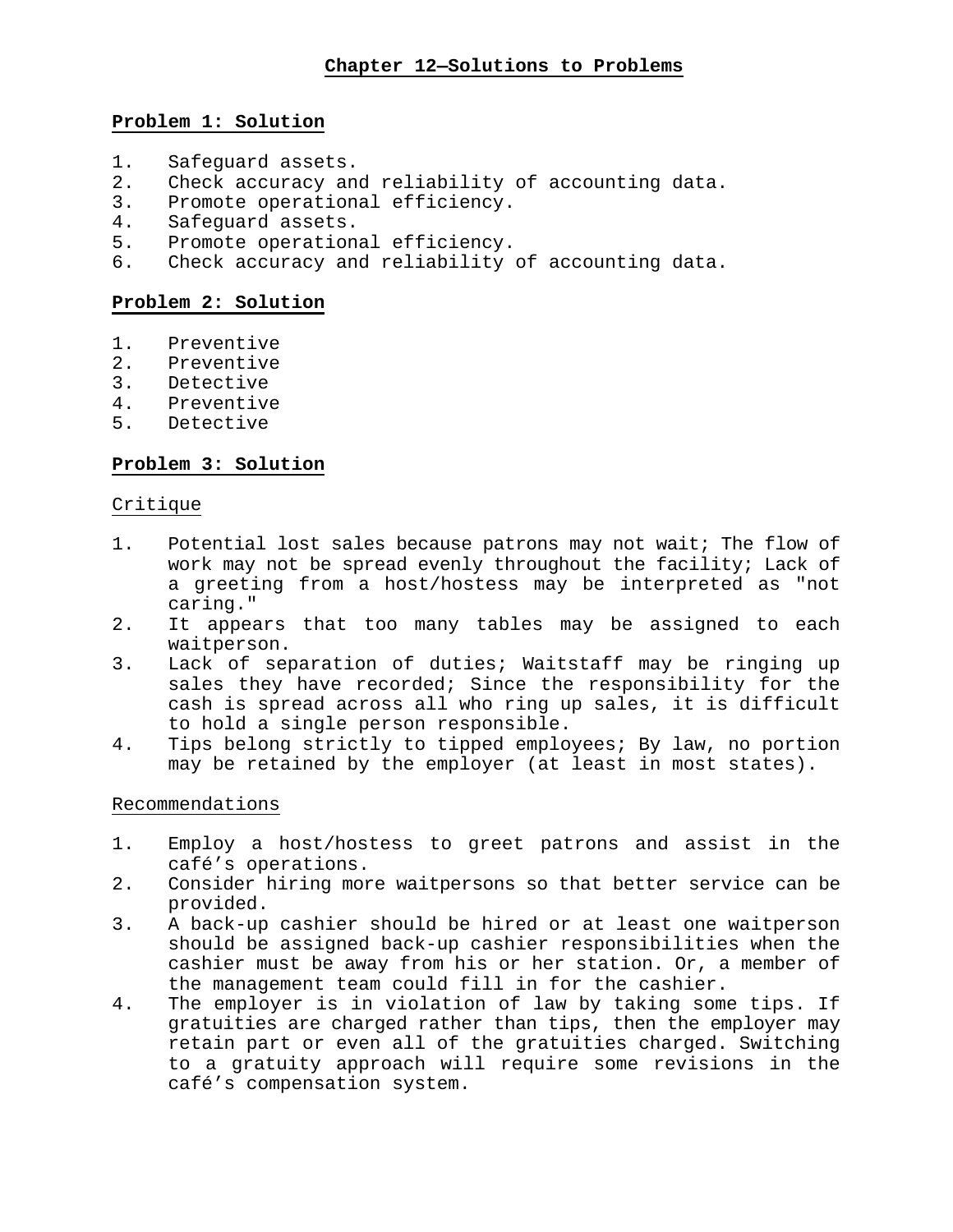# Chapter 12—Solutions to Problems

## Problem 1: Solution

1. Safeguard assets.
2. Check accuracy and reliability of accounting data.
3. Promote operational efficiency.
4. Safeguard assets.
5. Promote operational efficiency.
6. Check accuracy and reliability of accounting data.

## Problem 2: Solution

1. Preventive
2. Preventive
3. Detective
4. Preventive
5. Detective

## Problem 3: Solution

### Critique

1. Potential lost sales because patrons may not wait; The flow of work may not be spread evenly throughout the facility; Lack of a greeting from a host/hostess may be interpreted as "not caring."
2. It appears that too many tables may be assigned to each waitperson.
3. Lack of separation of duties; Waitstaff may be ringing up sales they have recorded; Since the responsibility for the cash is spread across all who ring up sales, it is difficult to hold a single person responsible.
4. Tips belong strictly to tipped employees; By law, no portion may be retained by the employer (at least in most states).

### Recommendations

1. Employ a host/hostess to greet patrons and assist in the café's operations.
2. Consider hiring more waitpersons so that better service can be provided.
3. A back-up cashier should be hired or at least one waitperson should be assigned back-up cashier responsibilities when the cashier must be away from his or her station. Or, a member of the management team could fill in for the cashier.
4. The employer is in violation of law by taking some tips. If gratuities are charged rather than tips, then the employer may retain part or even all of the gratuities charged. Switching to a gratuity approach will require some revisions in the café's compensation system.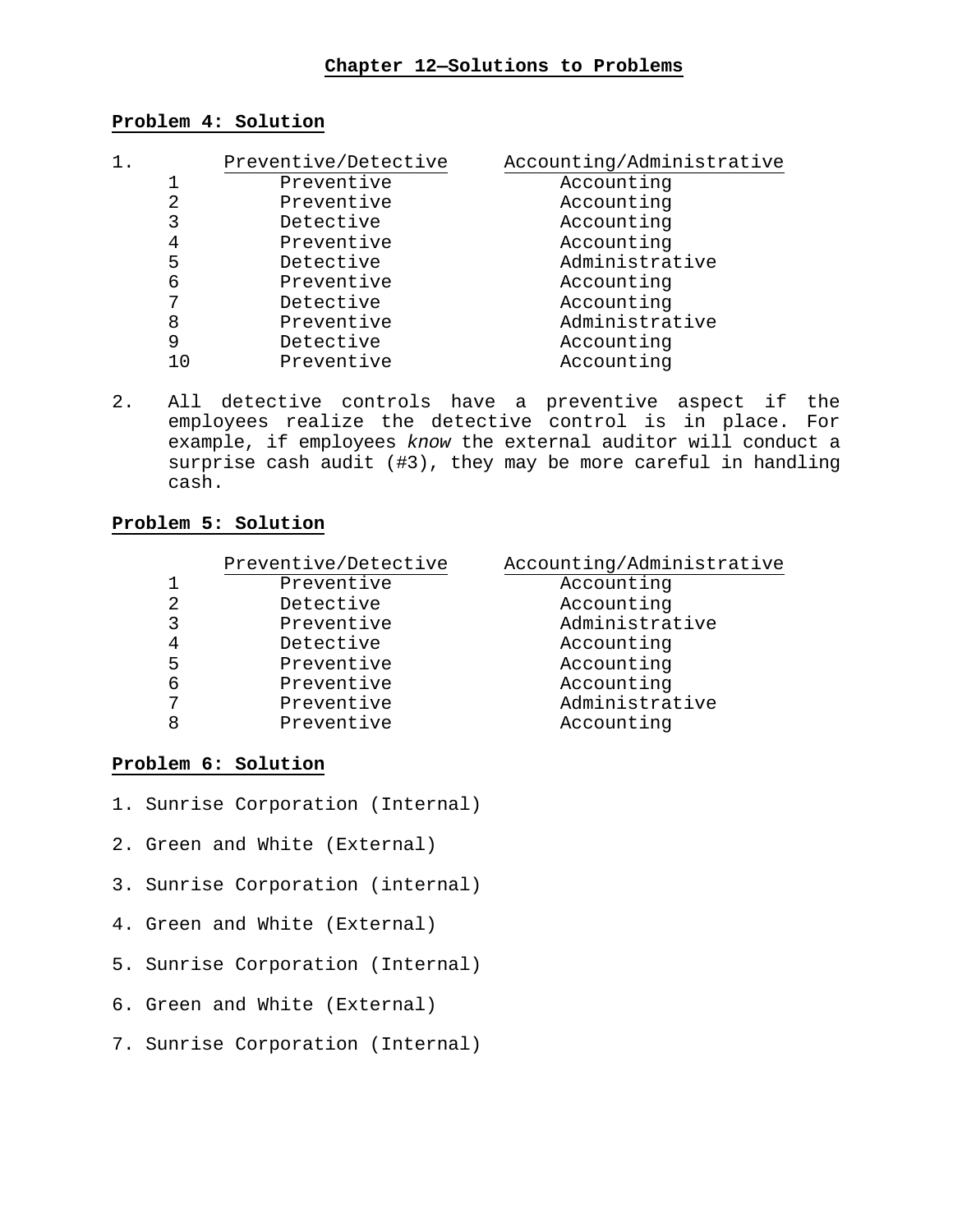# Chapter 12—Solutions to Problems

## Problem 4: Solution

1.

| | Preventive/Detective | Accounting/Administrative |
|---|---|---|
| 1 | Preventive | Accounting |
| 2 | Preventive | Accounting |
| 3 | Detective | Accounting |
| 4 | Preventive | Accounting |
| 5 | Detective | Administrative |
| 6 | Preventive | Accounting |
| 7 | Detective | Accounting |
| 8 | Preventive | Administrative |
| 9 | Detective | Accounting |
| 10 | Preventive | Accounting |

2. All detective controls have a preventive aspect if the employees realize the detective control is in place. For example, if employees *know* the external auditor will conduct a surprise cash audit (#3), they may be more careful in handling cash.

## Problem 5: Solution

| | Preventive/Detective | Accounting/Administrative |
|---|---|---|
| 1 | Preventive | Accounting |
| 2 | Detective | Accounting |
| 3 | Preventive | Administrative |
| 4 | Detective | Accounting |
| 5 | Preventive | Accounting |
| 6 | Preventive | Accounting |
| 7 | Preventive | Administrative |
| 8 | Preventive | Accounting |

## Problem 6: Solution

1. Sunrise Corporation (Internal)
2. Green and White (External)
3. Sunrise Corporation (internal)
4. Green and White (External)
5. Sunrise Corporation (Internal)
6. Green and White (External)
7. Sunrise Corporation (Internal)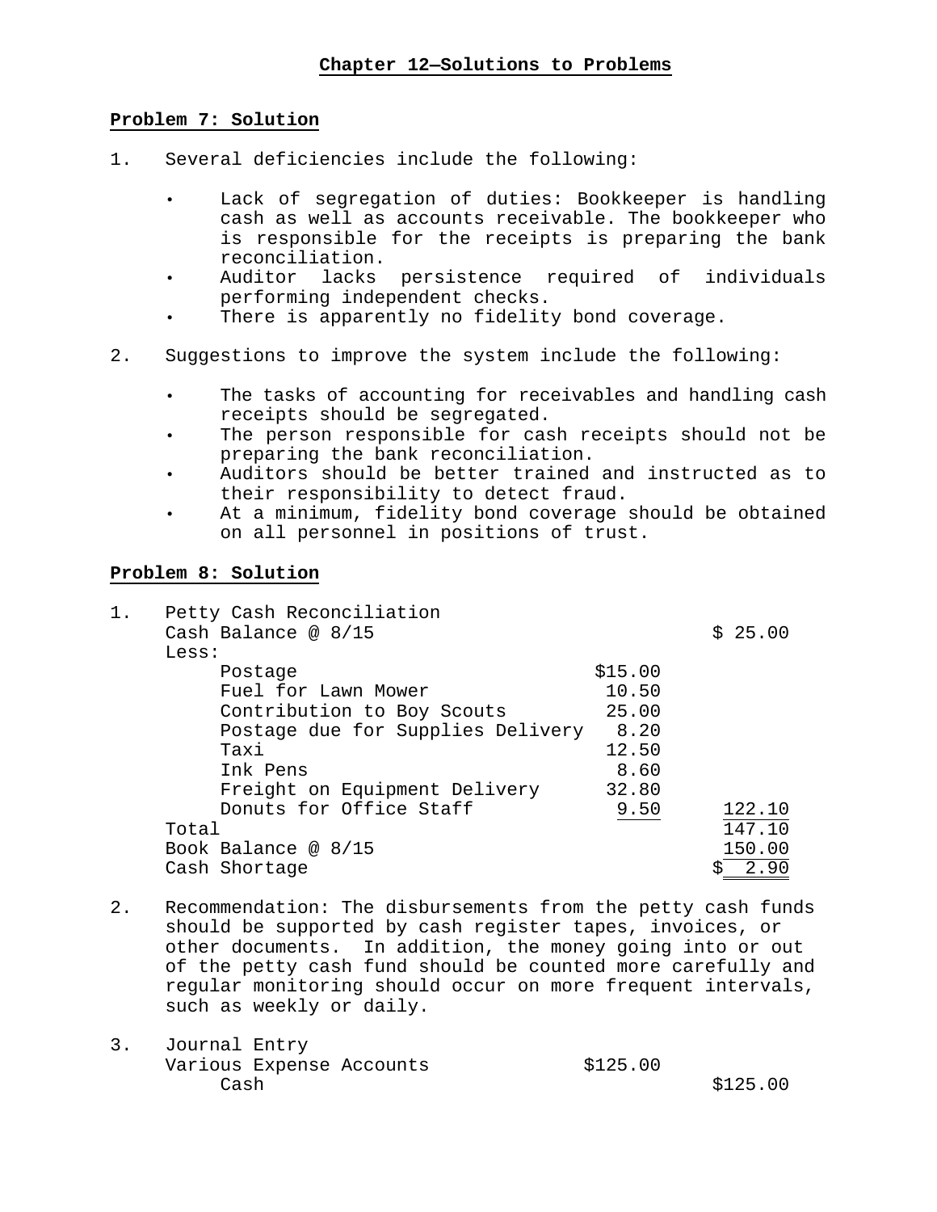# Chapter 12—Solutions to Problems

## Problem 7: Solution

1. Several deficiencies include the following:

   - Lack of segregation of duties: Bookkeeper is handling cash as well as accounts receivable. The bookkeeper who is responsible for the receipts is preparing the bank reconciliation.
   - Auditor lacks persistence required of individuals performing independent checks.
   - There is apparently no fidelity bond coverage.

2. Suggestions to improve the system include the following:

   - The tasks of accounting for receivables and handling cash receipts should be segregated.
   - The person responsible for cash receipts should not be preparing the bank reconciliation.
   - Auditors should be better trained and instructed as to their responsibility to detect fraud.
   - At a minimum, fidelity bond coverage should be obtained on all personnel in positions of trust.

## Problem 8: Solution

1. Petty Cash Reconciliation

| | | |
|---|---|---|
| Cash Balance @ 8/15 | | $ 25.00 |
| Less: | | |
| Postage | $15.00 | |
| Fuel for Lawn Mower | 10.50 | |
| Contribution to Boy Scouts | 25.00 | |
| Postage due for Supplies Delivery | 8.20 | |
| Taxi | 12.50 | |
| Ink Pens | 8.60 | |
| Freight on Equipment Delivery | 32.80 | |
| Donuts for Office Staff | 9.50 | 122.10 |
| Total | | 147.10 |
| Book Balance @ 8/15 | | 150.00 |
| Cash Shortage | | $ 2.90 |

2. Recommendation: The disbursements from the petty cash funds should be supported by cash register tapes, invoices, or other documents. In addition, the money going into or out of the petty cash fund should be counted more carefully and regular monitoring should occur on more frequent intervals, such as weekly or daily.

3. Journal Entry

| | | |
|---|---|---|
| Various Expense Accounts | $125.00 | |
| Cash | | $125.00 |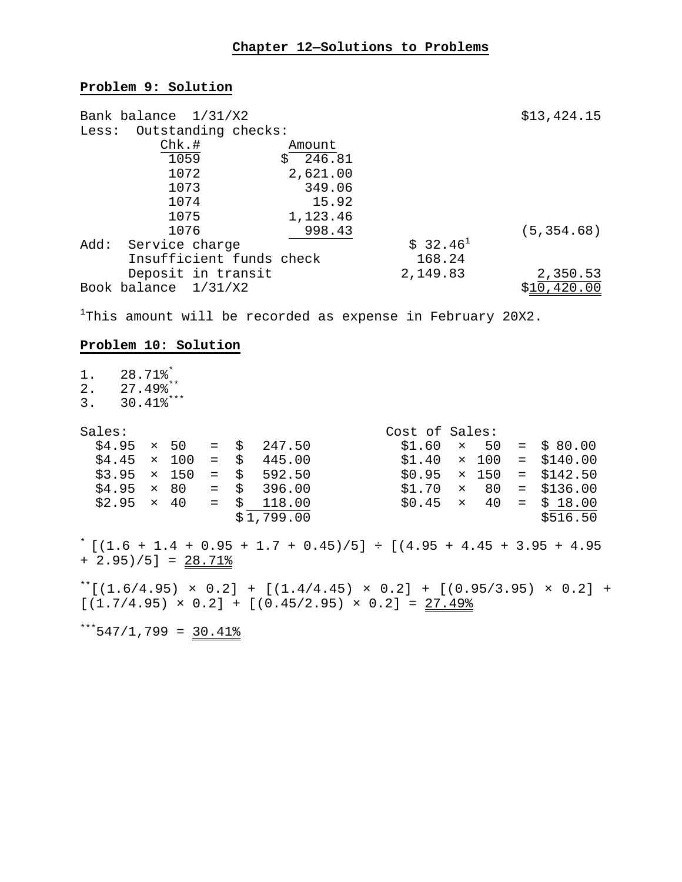# Chapter 12—Solutions to Problems

## Problem 9: Solution

| | | | |
|---|---|---|---|
| Bank balance 1/31/X2 | | | $13,424.15 |
| Less: Outstanding checks: | | | |
| Chk.# | Amount | | |
| 1059 | $ 246.81 | | |
| 1072 | 2,621.00 | | |
| 1073 | 349.06 | | |
| 1074 | 15.92 | | |
| 1075 | 1,123.46 | | |
| 1076 | 998.43 | | (5,354.68) |
| Add: Service charge | | $ 32.46[1] | |
| Insufficient funds check | | 168.24 | |
| Deposit in transit | | 2,149.83 | 2,350.53 |
| Book balance 1/31/X2 | | | $10,420.00 |

[1]This amount will be recorded as expense in February 20X2.

## Problem 10: Solution

1. 28.71%*
2. 27.49%**
3. 30.41%***

| Sales: | | | | Cost of Sales: | | | |
|---|---|---|---|---|---|---|---|
| $4.95 | × 50 | = | $ 247.50 | $1.60 | × 50 | = | $ 80.00 |
| $4.45 | × 100 | = | $ 445.00 | $1.40 | × 100 | = | $140.00 |
| $3.95 | × 150 | = | $ 592.50 | $0.95 | × 150 | = | $142.50 |
| $4.95 | × 80 | = | $ 396.00 | $1.70 | × 80 | = | $136.00 |
| $2.95 | × 40 | = | $ 118.00 | $0.45 | × 40 | = | $ 18.00 |
| | | | $1,799.00 | | | | $516.50 |

* [(1.6 + 1.4 + 0.95 + 1.7 + 0.45)/5] ÷ [(4.95 + 4.45 + 3.95 + 4.95 + 2.95)/5] = 28.71%

**[(1.6/4.95) × 0.2] + [(1.4/4.45) × 0.2] + [(0.95/3.95) × 0.2] + [(1.7/4.95) × 0.2] + [(0.45/2.95) × 0.2] = 27.49%

***547/1,799 = 30.41%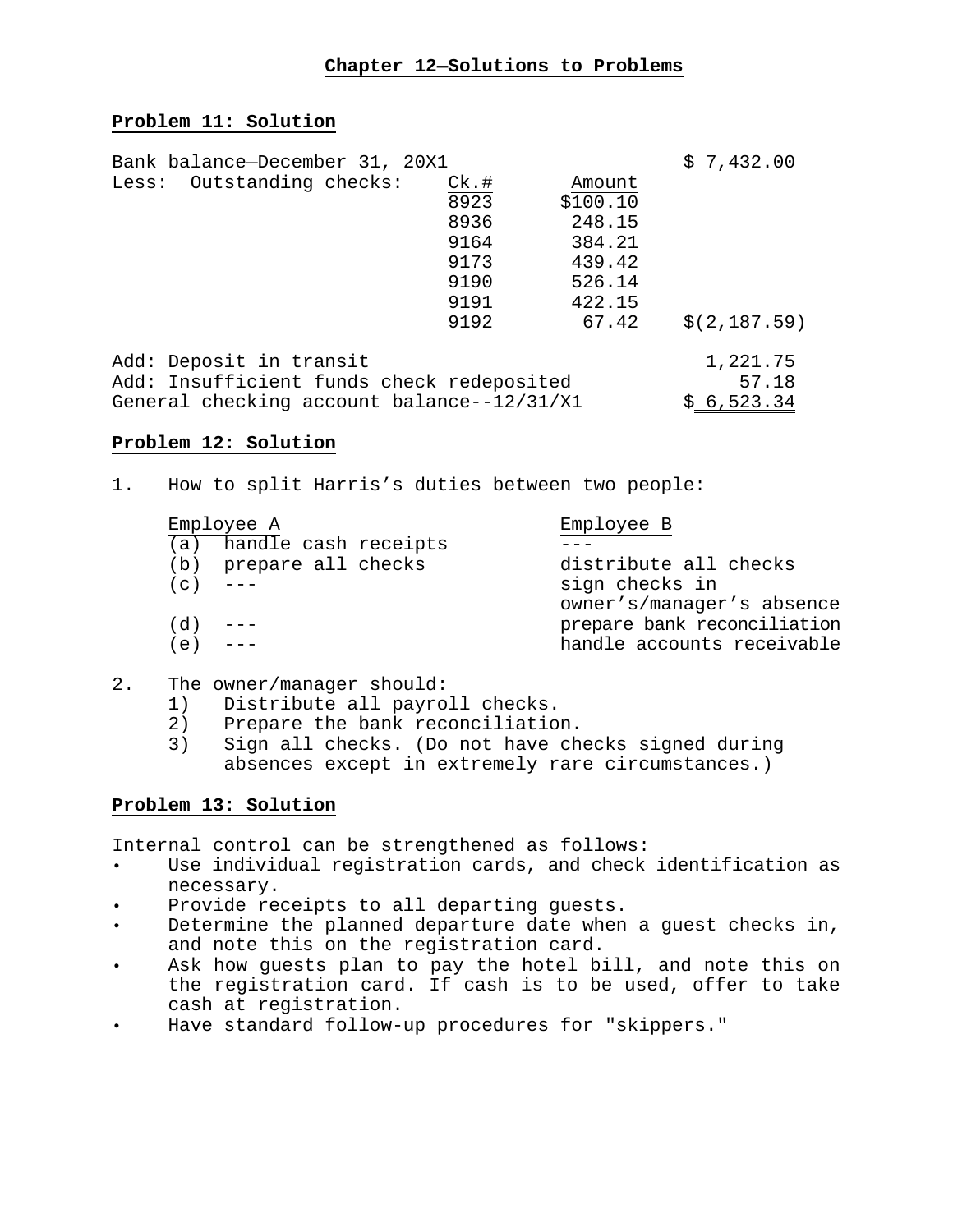## Chapter 12—Solutions to Problems

### Problem 11: Solution

| | Ck.# | Amount | |
|---|---|---|---|
| Bank balance—December 31, 20X1 | | | $ 7,432.00 |
| Less: Outstanding checks: | 8923 | $100.10 | |
| | 8936 | 248.15 | |
| | 9164 | 384.21 | |
| | 9173 | 439.42 | |
| | 9190 | 526.14 | |
| | 9191 | 422.15 | |
| | 9192 | 67.42 | $(2,187.59) |
| Add: Deposit in transit | | | 1,221.75 |
| Add: Insufficient funds check redeposited | | | 57.18 |
| General checking account balance--12/31/X1 | | | $ 6,523.34 |

### Problem 12: Solution

1. How to split Harris's duties between two people:

| | Employee A | Employee B |
|---|---|---|
| (a) | handle cash receipts | --- |
| (b) | prepare all checks | distribute all checks |
| (c) | --- | sign checks in owner's/manager's absence |
| (d) | --- | prepare bank reconciliation |
| (e) | --- | handle accounts receivable |

2. The owner/manager should:
   1) Distribute all payroll checks.
   2) Prepare the bank reconciliation.
   3) Sign all checks. (Do not have checks signed during absences except in extremely rare circumstances.)

### Problem 13: Solution

Internal control can be strengthened as follows:

- Use individual registration cards, and check identification as necessary.
- Provide receipts to all departing guests.
- Determine the planned departure date when a guest checks in, and note this on the registration card.
- Ask how guests plan to pay the hotel bill, and note this on the registration card. If cash is to be used, offer to take cash at registration.
- Have standard follow-up procedures for "skippers."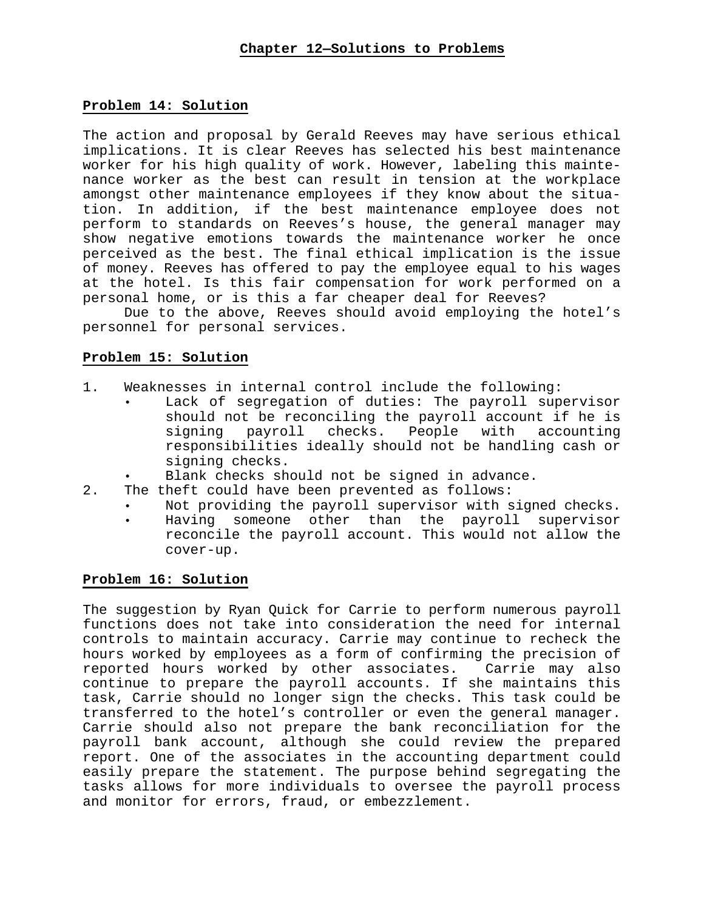# Chapter 12—Solutions to Problems

## Problem 14: Solution

The action and proposal by Gerald Reeves may have serious ethical implications. It is clear Reeves has selected his best maintenance worker for his high quality of work. However, labeling this maintenance worker as the best can result in tension at the workplace amongst other maintenance employees if they know about the situation. In addition, if the best maintenance employee does not perform to standards on Reeves's house, the general manager may show negative emotions towards the maintenance worker he once perceived as the best. The final ethical implication is the issue of money. Reeves has offered to pay the employee equal to his wages at the hotel. Is this fair compensation for work performed on a personal home, or is this a far cheaper deal for Reeves?

Due to the above, Reeves should avoid employing the hotel's personnel for personal services.

## Problem 15: Solution

1. Weaknesses in internal control include the following:
   - Lack of segregation of duties: The payroll supervisor should not be reconciling the payroll account if he is signing payroll checks. People with accounting responsibilities ideally should not be handling cash or signing checks.
   - Blank checks should not be signed in advance.
2. The theft could have been prevented as follows:
   - Not providing the payroll supervisor with signed checks.
   - Having someone other than the payroll supervisor reconcile the payroll account. This would not allow the cover-up.

## Problem 16: Solution

The suggestion by Ryan Quick for Carrie to perform numerous payroll functions does not take into consideration the need for internal controls to maintain accuracy. Carrie may continue to recheck the hours worked by employees as a form of confirming the precision of reported hours worked by other associates. Carrie may also continue to prepare the payroll accounts. If she maintains this task, Carrie should no longer sign the checks. This task could be transferred to the hotel's controller or even the general manager. Carrie should also not prepare the bank reconciliation for the payroll bank account, although she could review the prepared report. One of the associates in the accounting department could easily prepare the statement. The purpose behind segregating the tasks allows for more individuals to oversee the payroll process and monitor for errors, fraud, or embezzlement.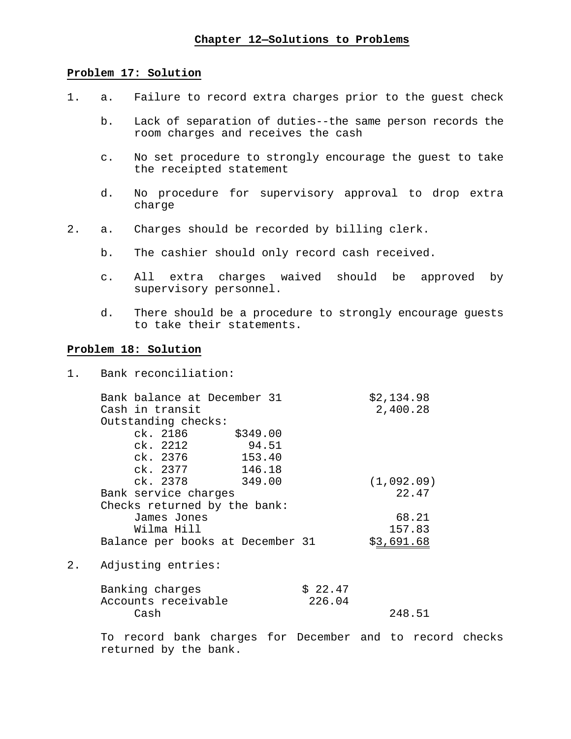# Chapter 12—Solutions to Problems

## Problem 17: Solution

1. a. Failure to record extra charges prior to the guest check

   b. Lack of separation of duties--the same person records the room charges and receives the cash

   c. No set procedure to strongly encourage the guest to take the receipted statement

   d. No procedure for supervisory approval to drop extra charge

2. a. Charges should be recorded by billing clerk.

   b. The cashier should only record cash received.

   c. All extra charges waived should be approved by supervisory personnel.

   d. There should be a procedure to strongly encourage guests to take their statements.

## Problem 18: Solution

1. Bank reconciliation:

| | | |
|---|---|---|
| Bank balance at December 31 | | $2,134.98 |
| Cash in transit | | 2,400.28 |
| Outstanding checks: | | |
| ck. 2186 | $349.00 | |
| ck. 2212 | 94.51 | |
| ck. 2376 | 153.40 | |
| ck. 2377 | 146.18 | |
| ck. 2378 | 349.00 | (1,092.09) |
| Bank service charges | | 22.47 |
| Checks returned by the bank: | | |
| James Jones | | 68.21 |
| Wilma Hill | | 157.83 |
| Balance per books at December 31 | | $3,691.68 |

2. Adjusting entries:

| | | |
|---|---|---|
| Banking charges | $ 22.47 | |
| Accounts receivable | 226.04 | |
| Cash | | 248.51 |

To record bank charges for December and to record checks returned by the bank.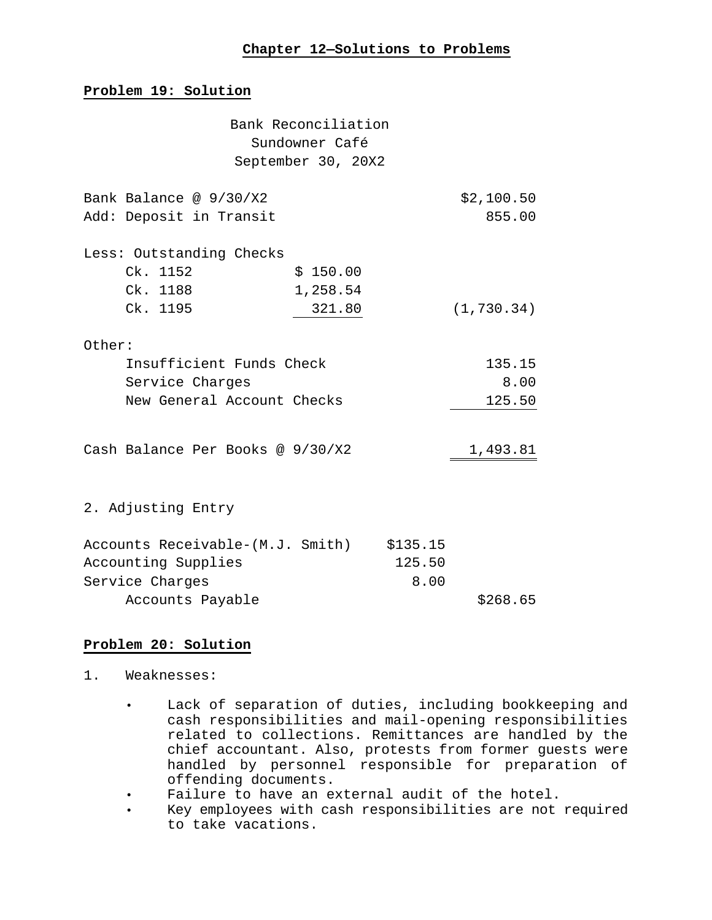# Chapter 12—Solutions to Problems

## Problem 19: Solution

Bank Reconciliation
Sundowner Café
September 30, 20X2

| | | |
|---|---|---|
| Bank Balance @ 9/30/X2 | | $2,100.50 |
| Add: Deposit in Transit | | 855.00 |
| Less: Outstanding Checks | | |
| Ck. 1152 | $ 150.00 | |
| Ck. 1188 | 1,258.54 | |
| Ck. 1195 | 321.80 | (1,730.34) |
| Other: | | |
| Insufficient Funds Check | | 135.15 |
| Service Charges | | 8.00 |
| New General Account Checks | | 125.50 |
| Cash Balance Per Books @ 9/30/X2 | | 1,493.81 |

2. Adjusting Entry

| | | |
|---|---|---|
| Accounts Receivable-(M.J. Smith) | $135.15 | |
| Accounting Supplies | 125.50 | |
| Service Charges | 8.00 | |
| Accounts Payable | | $268.65 |

## Problem 20: Solution

1. Weaknesses:

   - Lack of separation of duties, including bookkeeping and cash responsibilities and mail-opening responsibilities related to collections. Remittances are handled by the chief accountant. Also, protests from former guests were handled by personnel responsible for preparation of offending documents.
   - Failure to have an external audit of the hotel.
   - Key employees with cash responsibilities are not required to take vacations.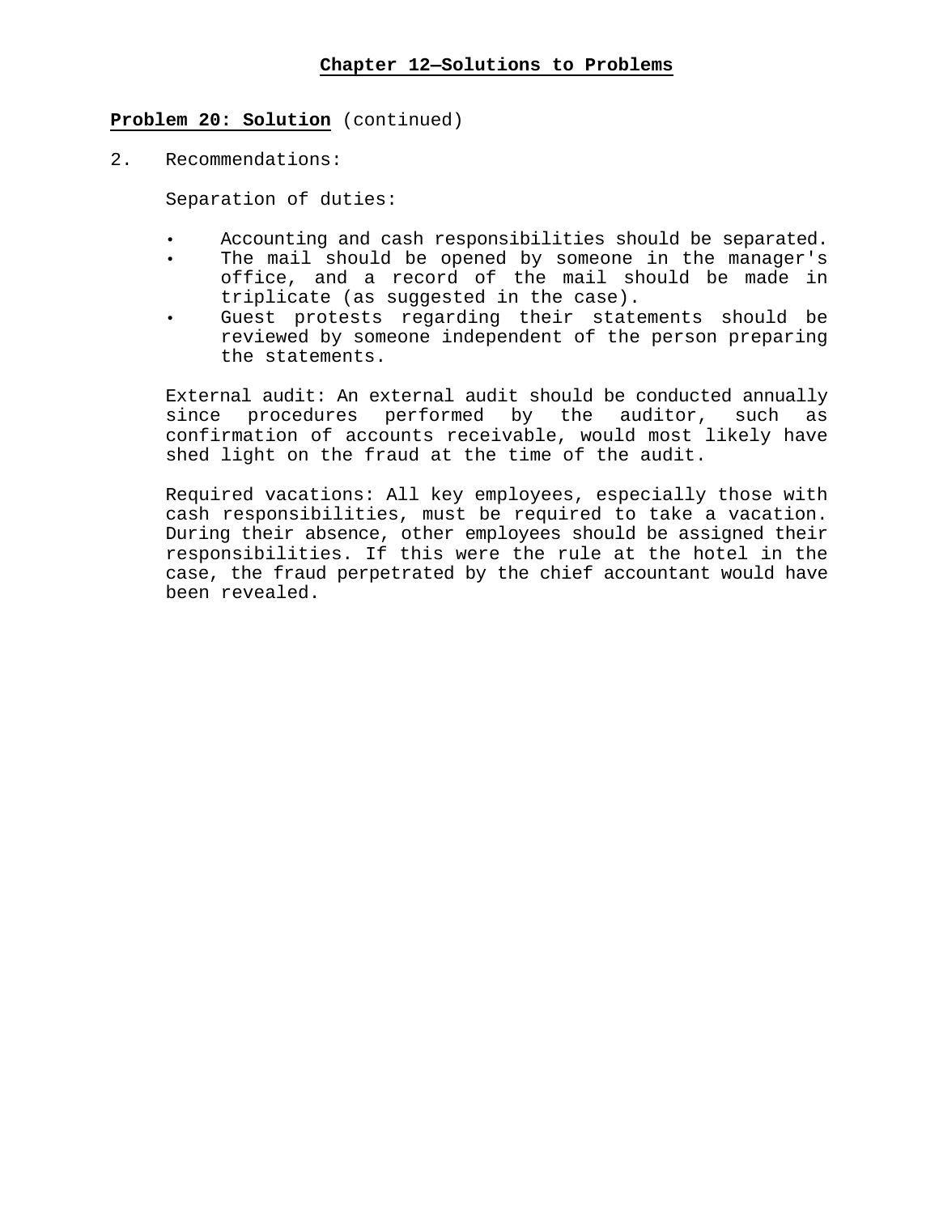## Chapter 12—Solutions to Problems

**Problem 20: Solution** (continued)

2. Recommendations:

   Separation of duties:

   - Accounting and cash responsibilities should be separated.
   - The mail should be opened by someone in the manager's office, and a record of the mail should be made in triplicate (as suggested in the case).
   - Guest protests regarding their statements should be reviewed by someone independent of the person preparing the statements.

   External audit: An external audit should be conducted annually since procedures performed by the auditor, such as confirmation of accounts receivable, would most likely have shed light on the fraud at the time of the audit.

   Required vacations: All key employees, especially those with cash responsibilities, must be required to take a vacation. During their absence, other employees should be assigned their responsibilities. If this were the rule at the hotel in the case, the fraud perpetrated by the chief accountant would have been revealed.